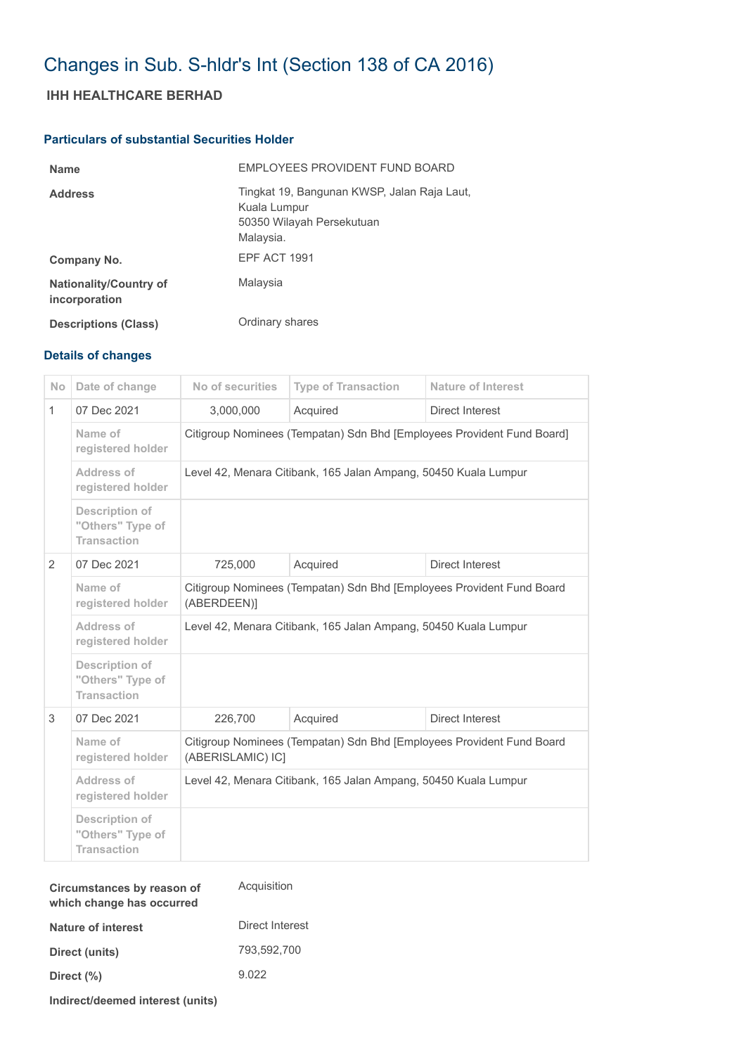# Changes in Sub. S-hldr's Int (Section 138 of CA 2016)

## IHH HEALTHCARE BERHAD

### Particulars of substantial Securities Holder

| | |
|---|---|
| **Name** | EMPLOYEES PROVIDENT FUND BOARD |
| **Address** | Tingkat 19, Bangunan KWSP, Jalan Raja Laut, Kuala Lumpur 50350 Wilayah Persekutuan Malaysia. |
| **Company No.** | EPF ACT 1991 |
| **Nationality/Country of incorporation** | Malaysia |
| **Descriptions (Class)** | Ordinary shares |

### Details of changes

| No | Date of change | No of securities | Type of Transaction | Nature of Interest |
|---|---|---|---|---|
| 1 | 07 Dec 2021 | 3,000,000 | Acquired | Direct Interest |
| | Name of registered holder | Citigroup Nominees (Tempatan) Sdn Bhd [Employees Provident Fund Board] | | |
| | Address of registered holder | Level 42, Menara Citibank, 165 Jalan Ampang, 50450 Kuala Lumpur | | |
| | Description of "Others" Type of Transaction | | | |
| 2 | 07 Dec 2021 | 725,000 | Acquired | Direct Interest |
| | Name of registered holder | Citigroup Nominees (Tempatan) Sdn Bhd [Employees Provident Fund Board (ABERDEEN)] | | |
| | Address of registered holder | Level 42, Menara Citibank, 165 Jalan Ampang, 50450 Kuala Lumpur | | |
| | Description of "Others" Type of Transaction | | | |
| 3 | 07 Dec 2021 | 226,700 | Acquired | Direct Interest |
| | Name of registered holder | Citigroup Nominees (Tempatan) Sdn Bhd [Employees Provident Fund Board (ABERISLAMIC) IC] | | |
| | Address of registered holder | Level 42, Menara Citibank, 165 Jalan Ampang, 50450 Kuala Lumpur | | |
| | Description of "Others" Type of Transaction | | | |

| | |
|---|---|
| **Circumstances by reason of which change has occurred** | Acquisition |
| **Nature of interest** | Direct Interest |
| **Direct (units)** | 793,592,700 |
| **Direct (%)** | 9.022 |
| **Indirect/deemed interest (units)** | |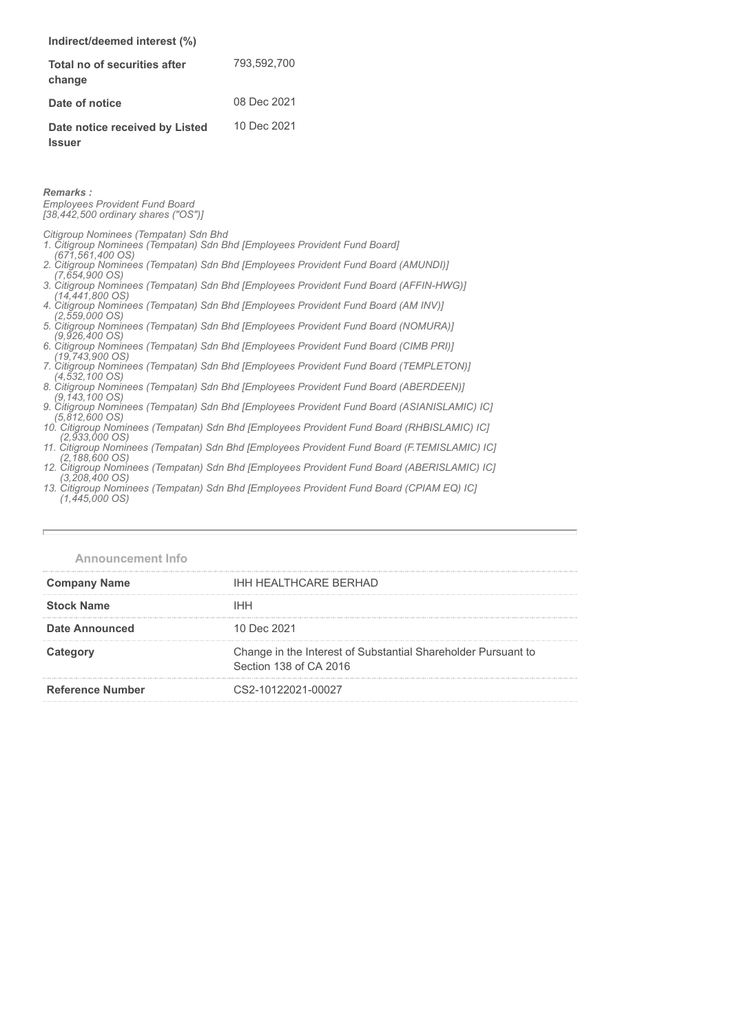| | |
|---|---|
| **Indirect/deemed interest (%)** | |
| **Total no of securities after change** | 793,592,700 |
| **Date of notice** | 08 Dec 2021 |
| **Date notice received by Listed Issuer** | 10 Dec 2021 |

***Remarks :***
*Employees Provident Fund Board*
*[38,442,500 ordinary shares ("OS")]*

*Citigroup Nominees (Tempatan) Sdn Bhd*
1. *Citigroup Nominees (Tempatan) Sdn Bhd [Employees Provident Fund Board] (671,561,400 OS)*
2. *Citigroup Nominees (Tempatan) Sdn Bhd [Employees Provident Fund Board (AMUNDI)] (7,654,900 OS)*
3. *Citigroup Nominees (Tempatan) Sdn Bhd [Employees Provident Fund Board (AFFIN-HWG)] (14,441,800 OS)*
4. *Citigroup Nominees (Tempatan) Sdn Bhd [Employees Provident Fund Board (AM INV)] (2,559,000 OS)*
5. *Citigroup Nominees (Tempatan) Sdn Bhd [Employees Provident Fund Board (NOMURA)] (9,926,400 OS)*
6. *Citigroup Nominees (Tempatan) Sdn Bhd [Employees Provident Fund Board (CIMB PRI)] (19,743,900 OS)*
7. *Citigroup Nominees (Tempatan) Sdn Bhd [Employees Provident Fund Board (TEMPLETON)] (4,532,100 OS)*
8. *Citigroup Nominees (Tempatan) Sdn Bhd [Employees Provident Fund Board (ABERDEEN)] (9,143,100 OS)*
9. *Citigroup Nominees (Tempatan) Sdn Bhd [Employees Provident Fund Board (ASIANISLAMIC) IC] (5,812,600 OS)*
10. *Citigroup Nominees (Tempatan) Sdn Bhd [Employees Provident Fund Board (RHBISLAMIC) IC] (2,933,000 OS)*
11. *Citigroup Nominees (Tempatan) Sdn Bhd [Employees Provident Fund Board (F.TEMISLAMIC) IC] (2,188,600 OS)*
12. *Citigroup Nominees (Tempatan) Sdn Bhd [Employees Provident Fund Board (ABERISLAMIC) IC] (3,208,400 OS)*
13. *Citigroup Nominees (Tempatan) Sdn Bhd [Employees Provident Fund Board (CPIAM EQ) IC] (1,445,000 OS)*

### Announcement Info

| | |
|---|---|
| **Company Name** | IHH HEALTHCARE BERHAD |
| **Stock Name** | IHH |
| **Date Announced** | 10 Dec 2021 |
| **Category** | Change in the Interest of Substantial Shareholder Pursuant to Section 138 of CA 2016 |
| **Reference Number** | CS2-10122021-00027 |